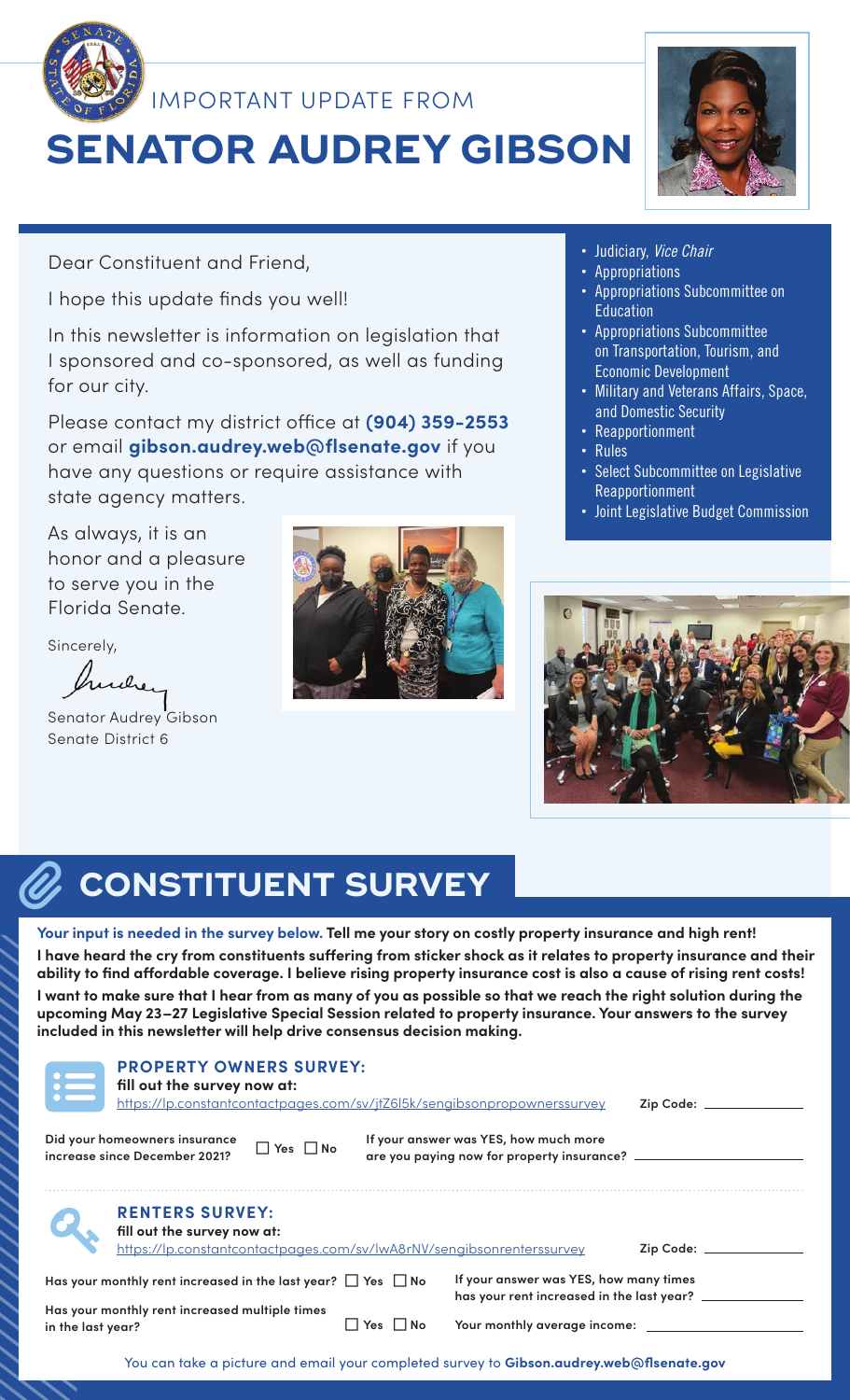IMPORTANT UPDATE FROM

# SENATOR AUDREY GIBSON

Dear Constituent and Friend,

I hope this update finds you well!

In this newsletter is information on legislation that I sponsored and co-sponsored, as well as funding for our city.

Please contact my district office at **(904) 359-2553** or email **gibson.audrey.web@flsenate.gov** if you have any questions or require assistance with state agency matters.

As always, it is an honor and a pleasure to serve you in the Florida Senate.

Sincerely,

Senator Audrey Gibson
Senate District 6

- Judiciary, *Vice Chair*
- Appropriations
- Appropriations Subcommittee on Education
- Appropriations Subcommittee on Transportation, Tourism, and Economic Development
- Military and Veterans Affairs, Space, and Domestic Security
- Reapportionment
- Rules
- Select Subcommittee on Legislative Reapportionment
- Joint Legislative Budget Commission

## CONSTITUENT SURVEY

**Your input is needed in the survey below. Tell me your story on costly property insurance and high rent!**

**I have heard the cry from constituents suffering from sticker shock as it relates to property insurance and their ability to find affordable coverage. I believe rising property insurance cost is also a cause of rising rent costs!**

**I want to make sure that I hear from as many of you as possible so that we reach the right solution during the upcoming May 23–27 Legislative Special Session related to property insurance. Your answers to the survey included in this newsletter will help drive consensus decision making.**

### PROPERTY OWNERS SURVEY:

**fill out the survey now at:**
https://lp.constantcontactpages.com/sv/jtZ6l5k/sengibsonpropownerssurvey

Zip Code: ______________

Did your homeowners insurance increase since December 2021? ☐ Yes ☐ No

If your answer was YES, how much more are you paying now for property insurance? ______________

### RENTERS SURVEY:

**fill out the survey now at:**
https://lp.constantcontactpages.com/sv/lwA8rNV/sengibsonrenterssurvey

Zip Code: ______________

Has your monthly rent increased in the last year? ☐ Yes ☐ No

Has your monthly rent increased multiple times in the last year? ☐ Yes ☐ No

If your answer was YES, how many times has your rent increased in the last year? ______________

Your monthly average income: ______________

You can take a picture and email your completed survey to **Gibson.audrey.web@flsenate.gov**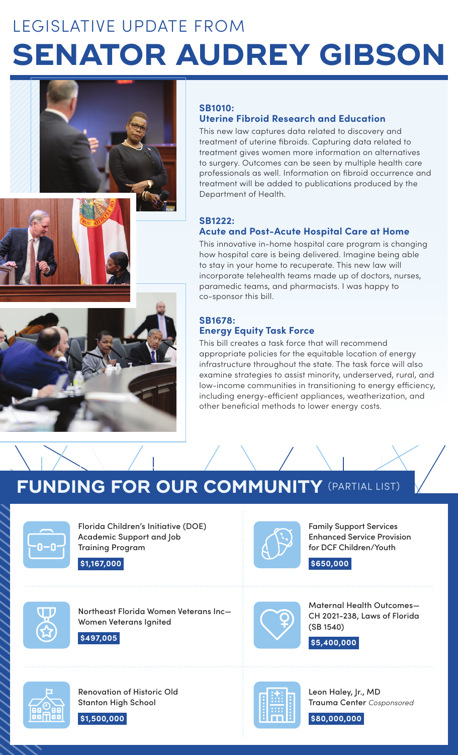# LEGISLATIVE UPDATE FROM SENATOR AUDREY GIBSON

### SB1010: Uterine Fibroid Research and Education

This new law captures data related to discovery and treatment of uterine fibroids. Capturing data related to treatment gives women more information on alternatives to surgery. Outcomes can be seen by multiple health care professionals as well. Information on fibroid occurrence and treatment will be added to publications produced by the Department of Health.

### SB1222: Acute and Post-Acute Hospital Care at Home

This innovative in-home hospital care program is changing how hospital care is being delivered. Imagine being able to stay in your home to recuperate. This new law will incorporate telehealth teams made up of doctors, nurses, paramedic teams, and pharmacists. I was happy to co-sponsor this bill.

### SB1678: Energy Equity Task Force

This bill creates a task force that will recommend appropriate policies for the equitable location of energy infrastructure throughout the state. The task force will also examine strategies to assist minority, underserved, rural, and low-income communities in transitioning to energy efficiency, including energy-efficient appliances, weatherization, and other beneficial methods to lower energy costs.

## FUNDING FOR OUR COMMUNITY (PARTIAL LIST)

Florida Children's Initiative (DOE) Academic Support and Job Training Program

**$1,167,000**

Family Support Services Enhanced Service Provision for DCF Children/Youth

**$650,000**

Northeast Florida Women Veterans Inc— Women Veterans Ignited

**$497,005**

Maternal Health Outcomes— CH 2021-238, Laws of Florida (SB 1540)

**$5,400,000**

Renovation of Historic Old Stanton High School

**$1,500,000**

Leon Haley, Jr., MD Trauma Center *Cosponsored*

**$80,000,000**